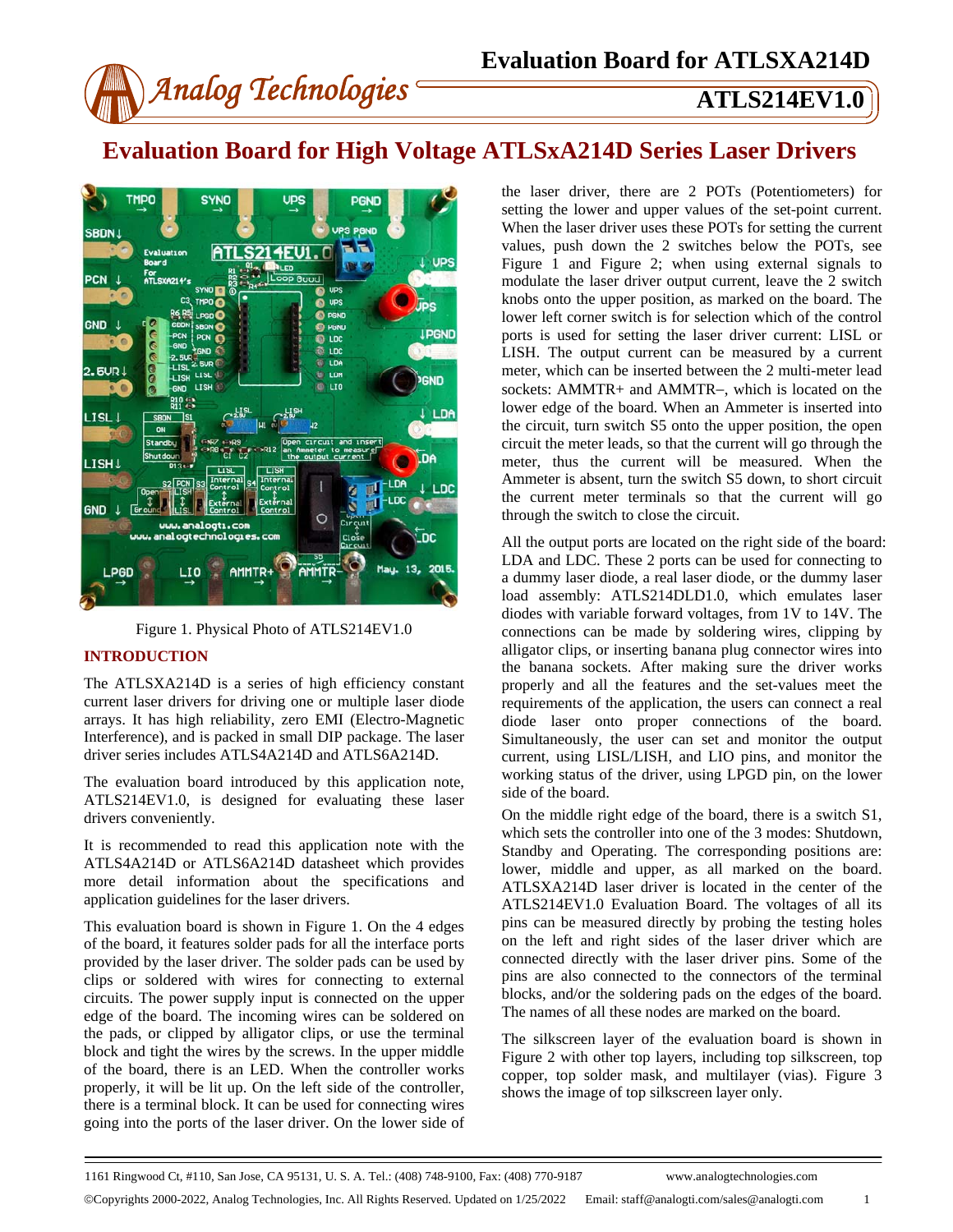# Evaluation Board for ATLSXA214D

**ATLS214EV1.0**

# Evaluation Board for High Voltage ATLSxA214D Series Laser Drivers

Figure 1. Physical Photo of ATLS214EV1.0

## INTRODUCTION

The ATLSXA214D is a series of high efficiency constant current laser drivers for driving one or multiple laser diode arrays. It has high reliability, zero EMI (Electro-Magnetic Interference), and is packed in small DIP package. The laser driver series includes ATLS4A214D and ATLS6A214D.

The evaluation board introduced by this application note, ATLS214EV1.0, is designed for evaluating these laser drivers conveniently.

It is recommended to read this application note with the ATLS4A214D or ATLS6A214D datasheet which provides more detail information about the specifications and application guidelines for the laser drivers.

This evaluation board is shown in Figure 1. On the 4 edges of the board, it features solder pads for all the interface ports provided by the laser driver. The solder pads can be used by clips or soldered with wires for connecting to external circuits. The power supply input is connected on the upper edge of the board. The incoming wires can be soldered on the pads, or clipped by alligator clips, or use the terminal block and tight the wires by the screws. In the upper middle of the board, there is an LED. When the controller works properly, it will be lit up. On the left side of the controller, there is a terminal block. It can be used for connecting wires going into the ports of the laser driver. On the lower side of the laser driver, there are 2 POTs (Potentiometers) for setting the lower and upper values of the set-point current. When the laser driver uses these POTs for setting the current values, push down the 2 switches below the POTs, see Figure 1 and Figure 2; when using external signals to modulate the laser driver output current, leave the 2 switch knobs onto the upper position, as marked on the board. The lower left corner switch is for selection which of the control ports is used for setting the laser driver current: LISL or LISH. The output current can be measured by a current meter, which can be inserted between the 2 multi-meter lead sockets: AMMTR+ and AMMTR−, which is located on the lower edge of the board. When an Ammeter is inserted into the circuit, turn switch S5 onto the upper position, the open circuit the meter leads, so that the current will go through the meter, thus the current will be measured. When the Ammeter is absent, turn the switch S5 down, to short circuit the current meter terminals so that the current will go through the switch to close the circuit.

All the output ports are located on the right side of the board: LDA and LDC. These 2 ports can be used for connecting to a dummy laser diode, a real laser diode, or the dummy laser load assembly: ATLS214DLD1.0, which emulates laser diodes with variable forward voltages, from 1V to 14V. The connections can be made by soldering wires, clipping by alligator clips, or inserting banana plug connector wires into the banana sockets. After making sure the driver works properly and all the features and the set-values meet the requirements of the application, the users can connect a real diode laser onto proper connections of the board. Simultaneously, the user can set and monitor the output current, using LISL/LISH, and LIO pins, and monitor the working status of the driver, using LPGD pin, on the lower side of the board.

On the middle right edge of the board, there is a switch S1, which sets the controller into one of the 3 modes: Shutdown, Standby and Operating. The corresponding positions are: lower, middle and upper, as all marked on the board. ATLSXA214D laser driver is located in the center of the ATLS214EV1.0 Evaluation Board. The voltages of all its pins can be measured directly by probing the testing holes on the left and right sides of the laser driver which are connected directly with the laser driver pins. Some of the pins are also connected to the connectors of the terminal blocks, and/or the soldering pads on the edges of the board. The names of all these nodes are marked on the board.

The silkscreen layer of the evaluation board is shown in Figure 2 with other top layers, including top silkscreen, top copper, top solder mask, and multilayer (vias). Figure 3 shows the image of top silkscreen layer only.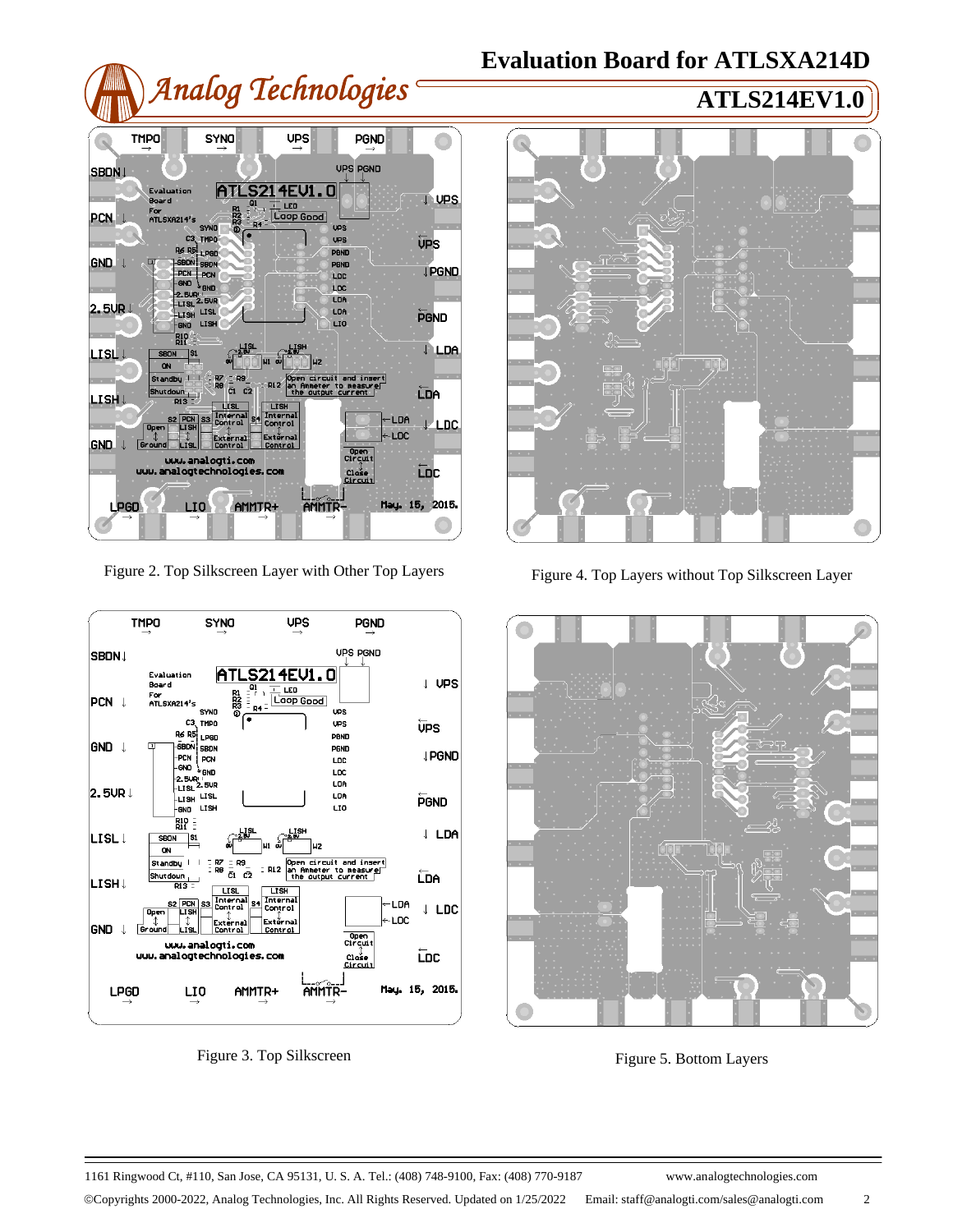Figure 2. Top Silkscreen Layer with Other Top Layers

Figure 4. Top Layers without Top Silkscreen Layer

Figure 3. Top Silkscreen

Figure 5. Bottom Layers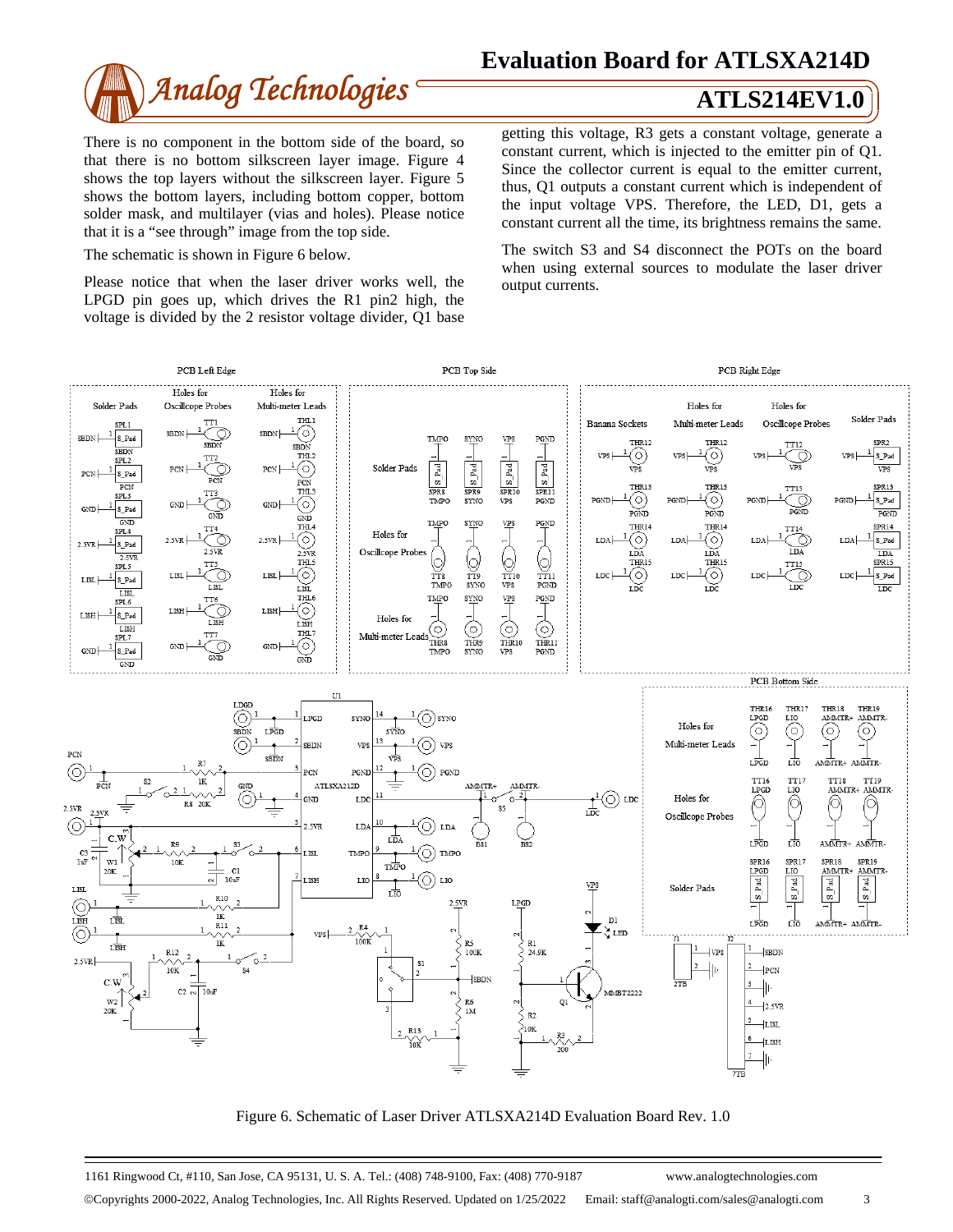There is no component in the bottom side of the board, so that there is no bottom silkscreen layer image. Figure 4 shows the top layers without the silkscreen layer. Figure 5 shows the bottom layers, including bottom copper, bottom solder mask, and multilayer (vias and holes). Please notice that it is a "see through" image from the top side.

The schematic is shown in Figure 6 below.

Please notice that when the laser driver works well, the LPGD pin goes up, which drives the R1 pin2 high, the voltage is divided by the 2 resistor voltage divider, Q1 base getting this voltage, R3 gets a constant voltage, generate a constant current, which is injected to the emitter pin of Q1. Since the collector current is equal to the emitter current, thus, Q1 outputs a constant current which is independent of the input voltage VPS. Therefore, the LED, D1, gets a constant current all the time, its brightness remains the same.

The switch S3 and S4 disconnect the POTs on the board when using external sources to modulate the laser driver output currents.

Figure 6. Schematic of Laser Driver ATLSXA214D Evaluation Board Rev. 1.0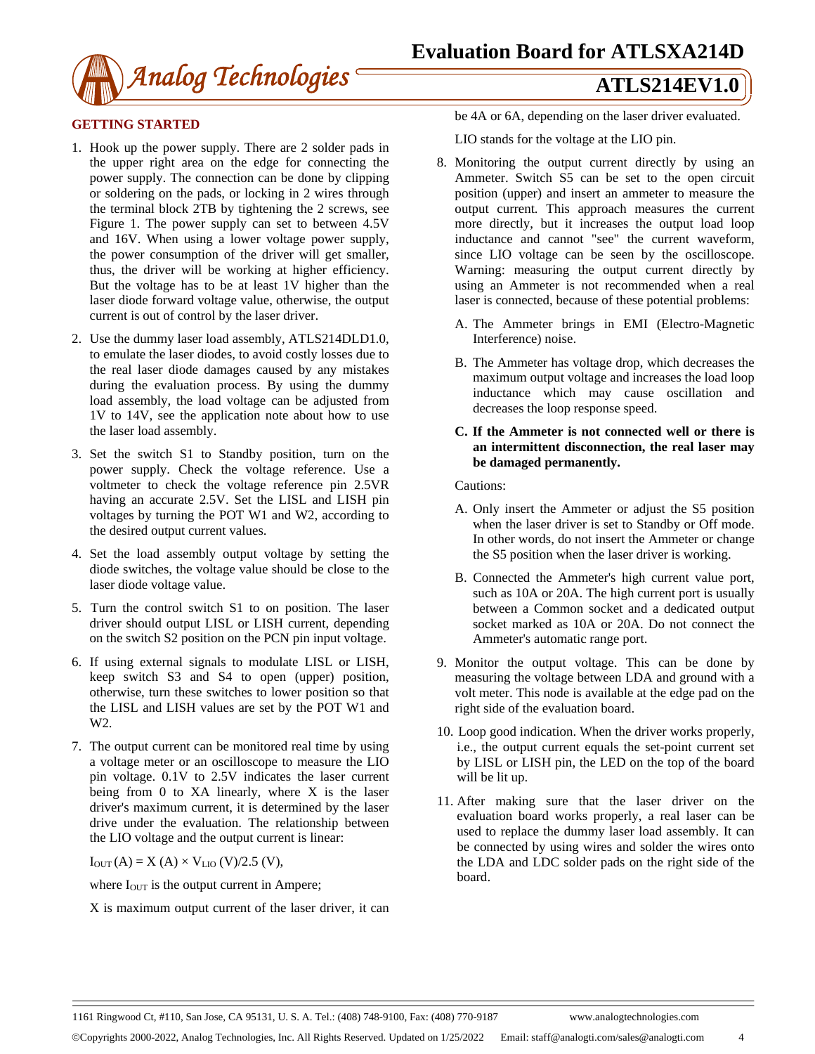## GETTING STARTED

1. Hook up the power supply. There are 2 solder pads in the upper right area on the edge for connecting the power supply. The connection can be done by clipping or soldering on the pads, or locking in 2 wires through the terminal block 2TB by tightening the 2 screws, see Figure 1. The power supply can set to between 4.5V and 16V. When using a lower voltage power supply, the power consumption of the driver will get smaller, thus, the driver will be working at higher efficiency. But the voltage has to be at least 1V higher than the laser diode forward voltage value, otherwise, the output current is out of control by the laser driver.

2. Use the dummy laser load assembly, ATLS214DLD1.0, to emulate the laser diodes, to avoid costly losses due to the real laser diode damages caused by any mistakes during the evaluation process. By using the dummy load assembly, the load voltage can be adjusted from 1V to 14V, see the application note about how to use the laser load assembly.

3. Set the switch S1 to Standby position, turn on the power supply. Check the voltage reference. Use a voltmeter to check the voltage reference pin 2.5VR having an accurate 2.5V. Set the LISL and LISH pin voltages by turning the POT W1 and W2, according to the desired output current values.

4. Set the load assembly output voltage by setting the diode switches, the voltage value should be close to the laser diode voltage value.

5. Turn the control switch S1 to on position. The laser driver should output LISL or LISH current, depending on the switch S2 position on the PCN pin input voltage.

6. If using external signals to modulate LISL or LISH, keep switch S3 and S4 to open (upper) position, otherwise, turn these switches to lower position so that the LISL and LISH values are set by the POT W1 and W2.

7. The output current can be monitored real time by using a voltage meter or an oscilloscope to measure the LIO pin voltage. 0.1V to 2.5V indicates the laser current being from 0 to XA linearly, where X is the laser driver's maximum current, it is determined by the laser drive under the evaluation. The relationship between the LIO voltage and the output current is linear:

   $I_{OUT}$ (A) = X (A) × $V_{LIO}$ (V)/2.5 (V),

   where $I_{OUT}$ is the output current in Ampere;

   X is maximum output current of the laser driver, it can be 4A or 6A, depending on the laser driver evaluated.

   LIO stands for the voltage at the LIO pin.

8. Monitoring the output current directly by using an Ammeter. Switch S5 can be set to the open circuit position (upper) and insert an ammeter to measure the output current. This approach measures the current more directly, but it increases the output load loop inductance and cannot "see" the current waveform, since LIO voltage can be seen by the oscilloscope. Warning: measuring the output current directly by using an Ammeter is not recommended when a real laser is connected, because of these potential problems:

   A. The Ammeter brings in EMI (Electro-Magnetic Interference) noise.

   B. The Ammeter has voltage drop, which decreases the maximum output voltage and increases the load loop inductance which may cause oscillation and decreases the loop response speed.

   **C. If the Ammeter is not connected well or there is an intermittent disconnection, the real laser may be damaged permanently.**

   Cautions:

   A. Only insert the Ammeter or adjust the S5 position when the laser driver is set to Standby or Off mode. In other words, do not insert the Ammeter or change the S5 position when the laser driver is working.

   B. Connected the Ammeter's high current value port, such as 10A or 20A. The high current port is usually between a Common socket and a dedicated output socket marked as 10A or 20A. Do not connect the Ammeter's automatic range port.

9. Monitor the output voltage. This can be done by measuring the voltage between LDA and ground with a volt meter. This node is available at the edge pad on the right side of the evaluation board.

10. Loop good indication. When the driver works properly, i.e., the output current equals the set-point current set by LISL or LISH pin, the LED on the top of the board will be lit up.

11. After making sure that the laser driver on the evaluation board works properly, a real laser can be used to replace the dummy laser load assembly. It can be connected by using wires and solder the wires onto the LDA and LDC solder pads on the right side of the board.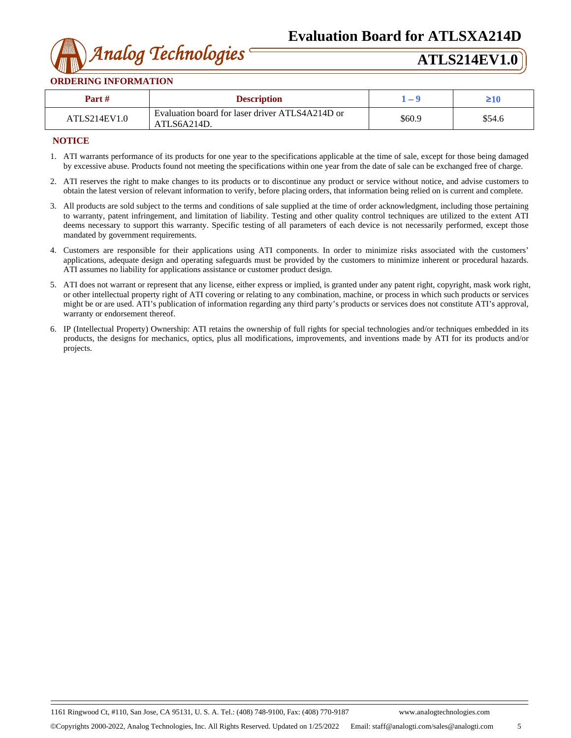## ORDERING INFORMATION

| Part # | Description | 1 – 9 | ≥10 |
|---|---|---|---|
| ATLS214EV1.0 | Evaluation board for laser driver ATLS4A214D or ATLS6A214D. | $60.9 | $54.6 |

## NOTICE

1. ATI warrants performance of its products for one year to the specifications applicable at the time of sale, except for those being damaged by excessive abuse. Products found not meeting the specifications within one year from the date of sale can be exchanged free of charge.
2. ATI reserves the right to make changes to its products or to discontinue any product or service without notice, and advise customers to obtain the latest version of relevant information to verify, before placing orders, that information being relied on is current and complete.
3. All products are sold subject to the terms and conditions of sale supplied at the time of order acknowledgment, including those pertaining to warranty, patent infringement, and limitation of liability. Testing and other quality control techniques are utilized to the extent ATI deems necessary to support this warranty. Specific testing of all parameters of each device is not necessarily performed, except those mandated by government requirements.
4. Customers are responsible for their applications using ATI components. In order to minimize risks associated with the customers' applications, adequate design and operating safeguards must be provided by the customers to minimize inherent or procedural hazards. ATI assumes no liability for applications assistance or customer product design.
5. ATI does not warrant or represent that any license, either express or implied, is granted under any patent right, copyright, mask work right, or other intellectual property right of ATI covering or relating to any combination, machine, or process in which such products or services might be or are used. ATI's publication of information regarding any third party's products or services does not constitute ATI's approval, warranty or endorsement thereof.
6. IP (Intellectual Property) Ownership: ATI retains the ownership of full rights for special technologies and/or techniques embedded in its products, the designs for mechanics, optics, plus all modifications, improvements, and inventions made by ATI for its products and/or projects.